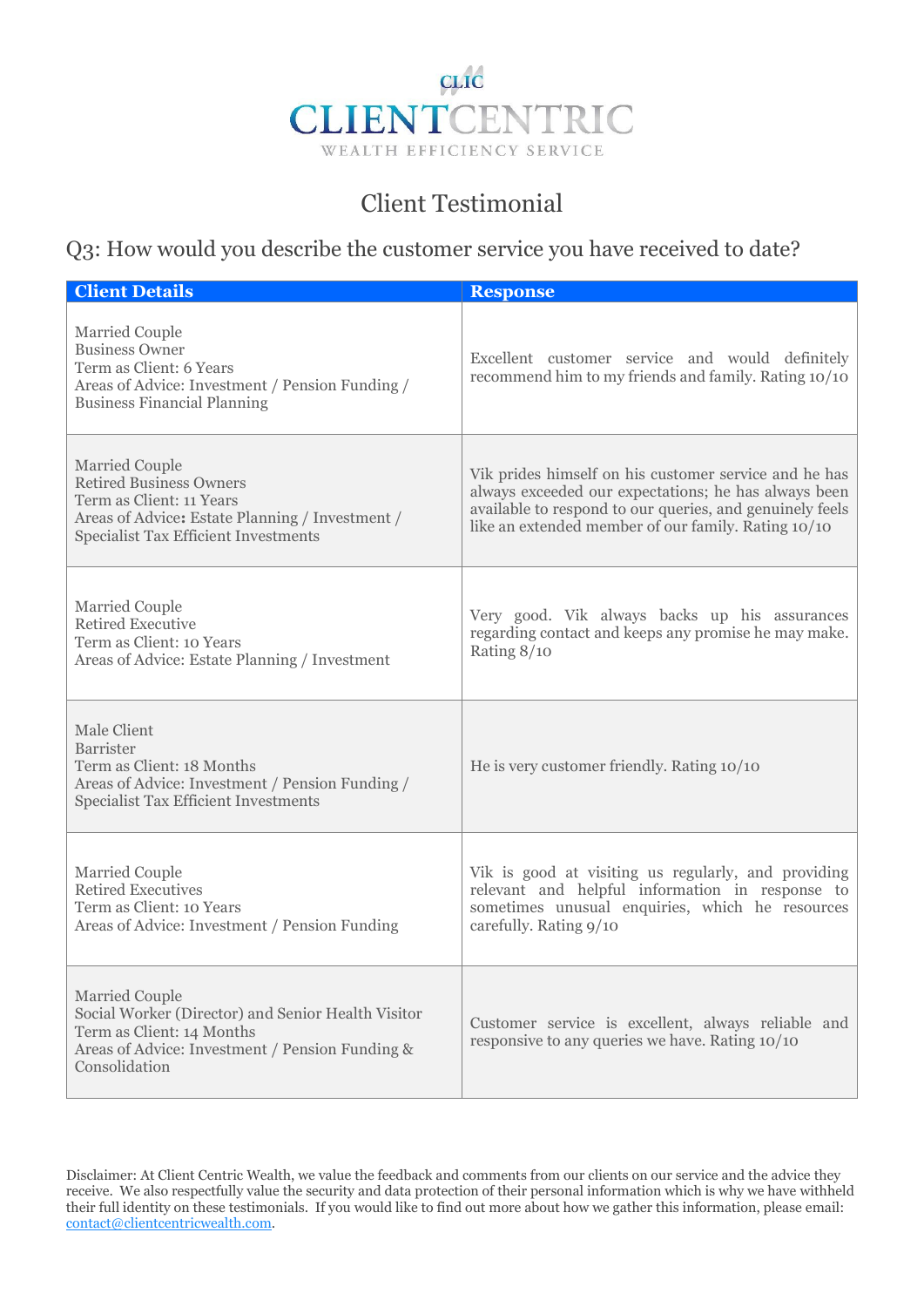CLIC

CLIENTCENTRIC

WEALTH EFFICIENCY SERVICE

# Client Testimonial

## Q3: How would you describe the customer service you have received to date?

| Client Details | Response |
|---|---|
| Married Couple<br>Business Owner<br>Term as Client: 6 Years<br>Areas of Advice: Investment / Pension Funding / Business Financial Planning | Excellent customer service and would definitely recommend him to my friends and family. Rating 10/10 |
| Married Couple<br>Retired Business Owners<br>Term as Client: 11 Years<br>Areas of Advice: Estate Planning / Investment / Specialist Tax Efficient Investments | Vik prides himself on his customer service and he has always exceeded our expectations; he has always been available to respond to our queries, and genuinely feels like an extended member of our family. Rating 10/10 |
| Married Couple<br>Retired Executive<br>Term as Client: 10 Years<br>Areas of Advice: Estate Planning / Investment | Very good. Vik always backs up his assurances regarding contact and keeps any promise he may make. Rating 8/10 |
| Male Client<br>Barrister<br>Term as Client: 18 Months<br>Areas of Advice: Investment / Pension Funding / Specialist Tax Efficient Investments | He is very customer friendly. Rating 10/10 |
| Married Couple<br>Retired Executives<br>Term as Client: 10 Years<br>Areas of Advice: Investment / Pension Funding | Vik is good at visiting us regularly, and providing relevant and helpful information in response to sometimes unusual enquiries, which he resources carefully. Rating 9/10 |
| Married Couple<br>Social Worker (Director) and Senior Health Visitor<br>Term as Client: 14 Months<br>Areas of Advice: Investment / Pension Funding & Consolidation | Customer service is excellent, always reliable and responsive to any queries we have. Rating 10/10 |

Disclaimer: At Client Centric Wealth, we value the feedback and comments from our clients on our service and the advice they receive. We also respectfully value the security and data protection of their personal information which is why we have withheld their full identity on these testimonials. If you would like to find out more about how we gather this information, please email: contact@clientcentricwealth.com.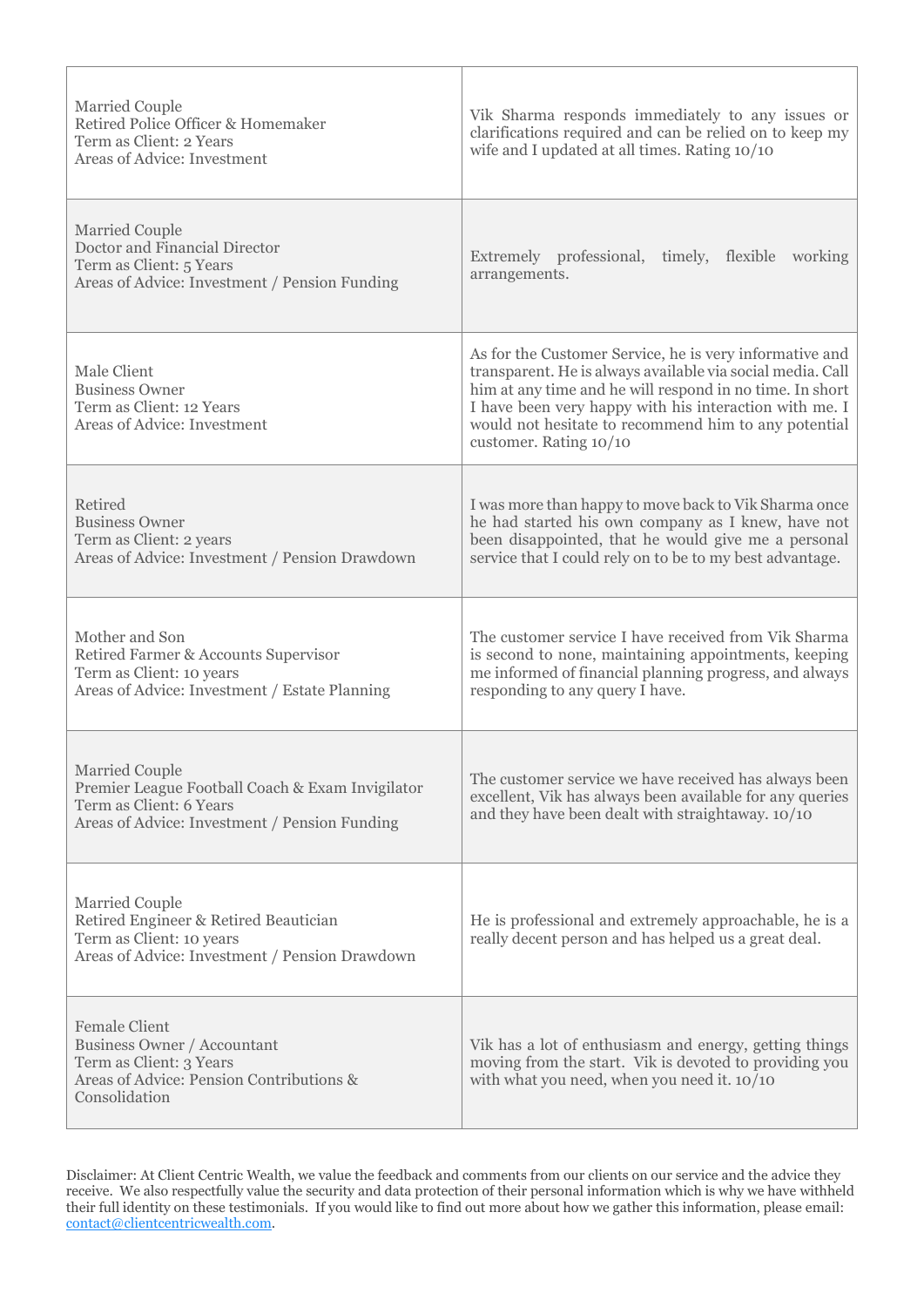| | |
|---|---|
| Married Couple<br>Retired Police Officer & Homemaker<br>Term as Client: 2 Years<br>Areas of Advice: Investment | Vik Sharma responds immediately to any issues or clarifications required and can be relied on to keep my wife and I updated at all times. Rating 10/10 |
| Married Couple<br>Doctor and Financial Director<br>Term as Client: 5 Years<br>Areas of Advice: Investment / Pension Funding | Extremely professional, timely, flexible working arrangements. |
| Male Client<br>Business Owner<br>Term as Client: 12 Years<br>Areas of Advice: Investment | As for the Customer Service, he is very informative and transparent. He is always available via social media. Call him at any time and he will respond in no time. In short I have been very happy with his interaction with me. I would not hesitate to recommend him to any potential customer. Rating 10/10 |
| Retired<br>Business Owner<br>Term as Client: 2 years<br>Areas of Advice: Investment / Pension Drawdown | I was more than happy to move back to Vik Sharma once he had started his own company as I knew, have not been disappointed, that he would give me a personal service that I could rely on to be to my best advantage. |
| Mother and Son<br>Retired Farmer & Accounts Supervisor<br>Term as Client: 10 years<br>Areas of Advice: Investment / Estate Planning | The customer service I have received from Vik Sharma is second to none, maintaining appointments, keeping me informed of financial planning progress, and always responding to any query I have. |
| Married Couple<br>Premier League Football Coach & Exam Invigilator<br>Term as Client: 6 Years<br>Areas of Advice: Investment / Pension Funding | The customer service we have received has always been excellent, Vik has always been available for any queries and they have been dealt with straightaway. 10/10 |
| Married Couple<br>Retired Engineer & Retired Beautician<br>Term as Client: 10 years<br>Areas of Advice: Investment / Pension Drawdown | He is professional and extremely approachable, he is a really decent person and has helped us a great deal. |
| Female Client<br>Business Owner / Accountant<br>Term as Client: 3 Years<br>Areas of Advice: Pension Contributions & Consolidation | Vik has a lot of enthusiasm and energy, getting things moving from the start. Vik is devoted to providing you with what you need, when you need it. 10/10 |

Disclaimer: At Client Centric Wealth, we value the feedback and comments from our clients on our service and the advice they receive. We also respectfully value the security and data protection of their personal information which is why we have withheld their full identity on these testimonials. If you would like to find out more about how we gather this information, please email: contact@clientcentricwealth.com.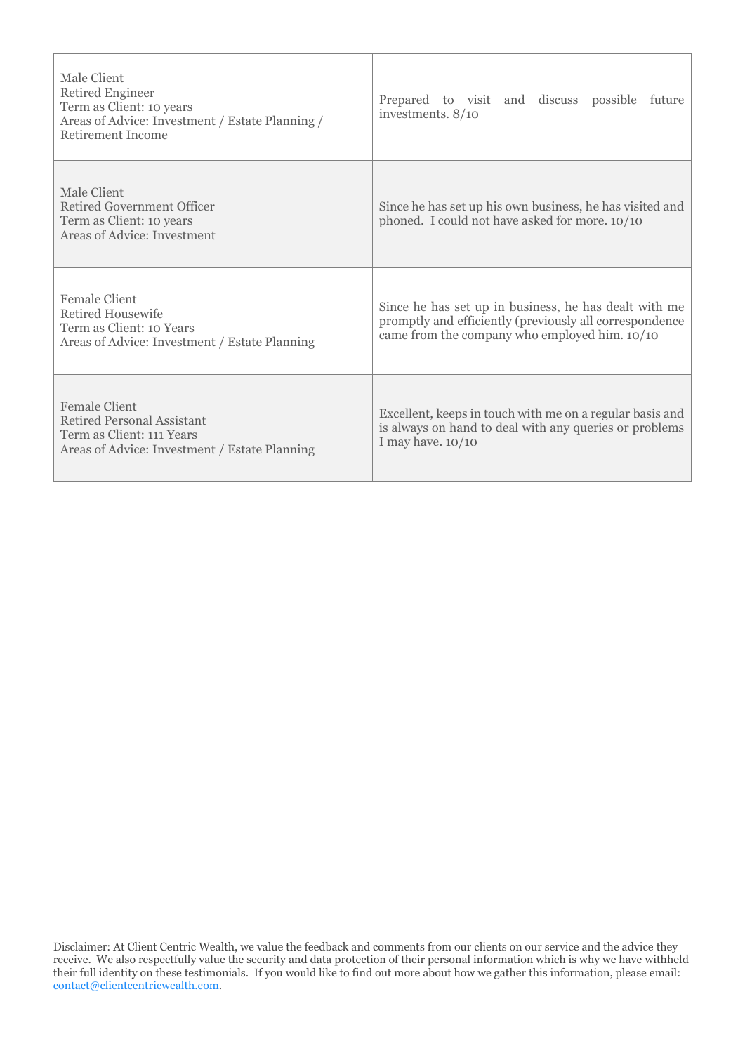| | |
|---|---|
| Male Client<br>Retired Engineer<br>Term as Client: 10 years<br>Areas of Advice: Investment / Estate Planning / Retirement Income | Prepared to visit and discuss possible future investments. 8/10 |
| Male Client<br>Retired Government Officer<br>Term as Client: 10 years<br>Areas of Advice: Investment | Since he has set up his own business, he has visited and phoned. I could not have asked for more. 10/10 |
| Female Client<br>Retired Housewife<br>Term as Client: 10 Years<br>Areas of Advice: Investment / Estate Planning | Since he has set up in business, he has dealt with me promptly and efficiently (previously all correspondence came from the company who employed him. 10/10 |
| Female Client<br>Retired Personal Assistant<br>Term as Client: 111 Years<br>Areas of Advice: Investment / Estate Planning | Excellent, keeps in touch with me on a regular basis and is always on hand to deal with any queries or problems I may have. 10/10 |

Disclaimer: At Client Centric Wealth, we value the feedback and comments from our clients on our service and the advice they receive. We also respectfully value the security and data protection of their personal information which is why we have withheld their full identity on these testimonials. If you would like to find out more about how we gather this information, please email: contact@clientcentricwealth.com.